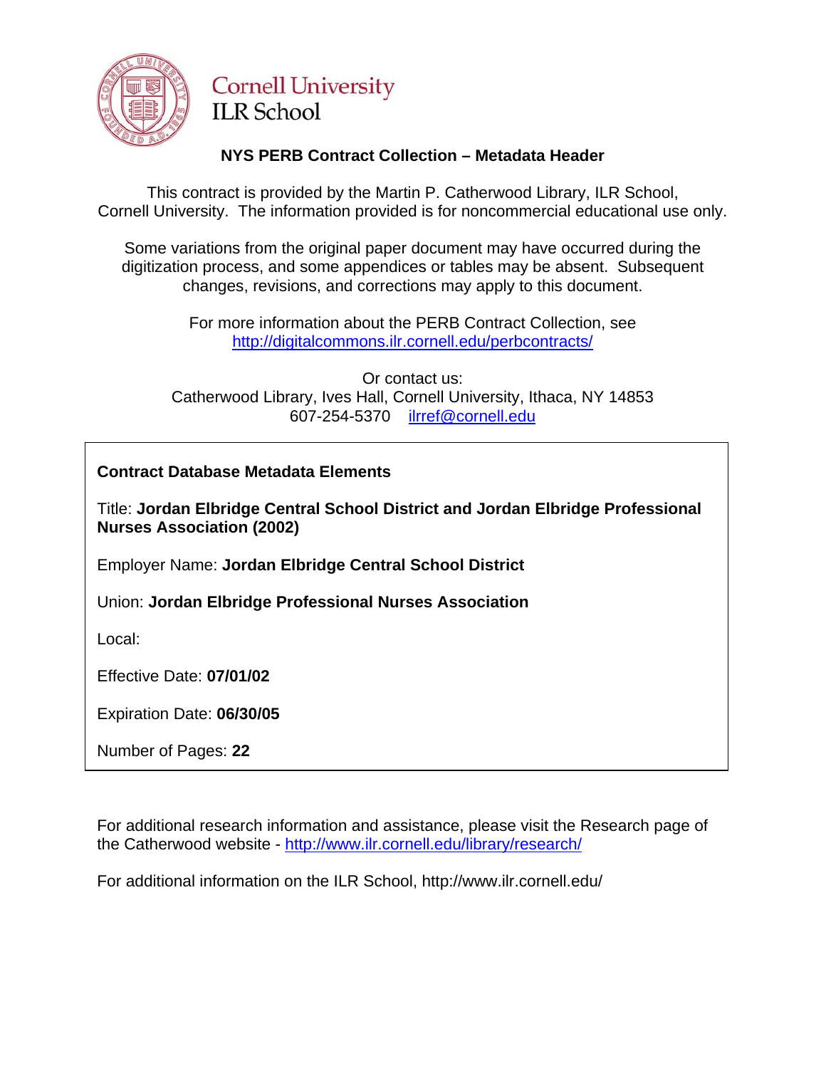Cornell University
ILR School

## NYS PERB Contract Collection – Metadata Header

This contract is provided by the Martin P. Catherwood Library, ILR School, Cornell University. The information provided is for noncommercial educational use only.

Some variations from the original paper document may have occurred during the digitization process, and some appendices or tables may be absent. Subsequent changes, revisions, and corrections may apply to this document.

For more information about the PERB Contract Collection, see http://digitalcommons.ilr.cornell.edu/perbcontracts/

Or contact us:
Catherwood Library, Ives Hall, Cornell University, Ithaca, NY 14853
607-254-5370 ilrref@cornell.edu

**Contract Database Metadata Elements**

Title: **Jordan Elbridge Central School District and Jordan Elbridge Professional Nurses Association (2002)**

Employer Name: **Jordan Elbridge Central School District**

Union: **Jordan Elbridge Professional Nurses Association**

Local:

Effective Date: **07/01/02**

Expiration Date: **06/30/05**

Number of Pages: **22**

For additional research information and assistance, please visit the Research page of the Catherwood website - http://www.ilr.cornell.edu/library/research/

For additional information on the ILR School, http://www.ilr.cornell.edu/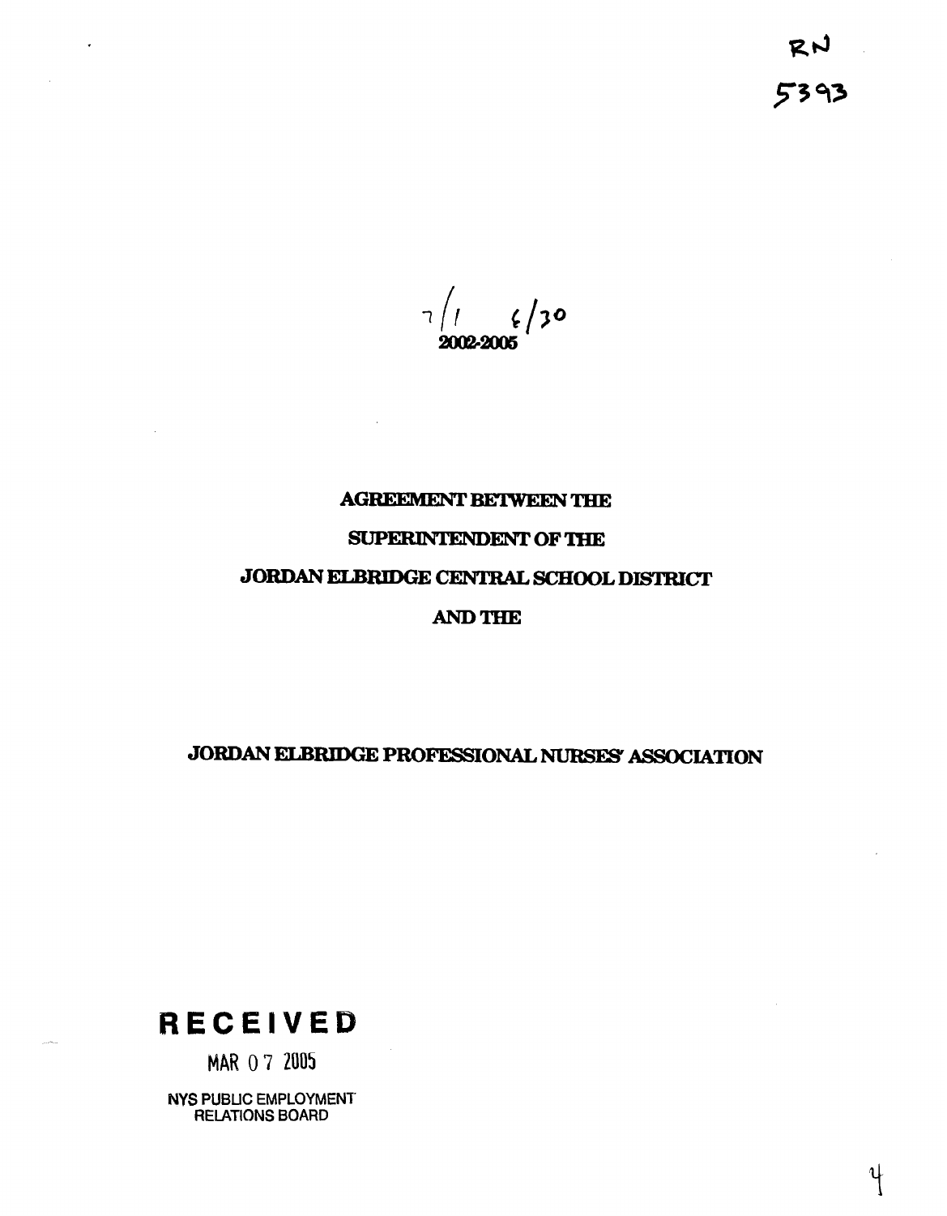RN
5393

7/1 6/30
2002-2005

# AGREEMENT BETWEEN THE

# SUPERINTENDENT OF THE

# JORDAN ELBRIDGE CENTRAL SCHOOL DISTRICT

# AND THE

# JORDAN ELBRIDGE PROFESSIONAL NURSES' ASSOCIATION

**RECEIVED**

MAR 07 2005

NYS PUBLIC EMPLOYMENT RELATIONS BOARD

4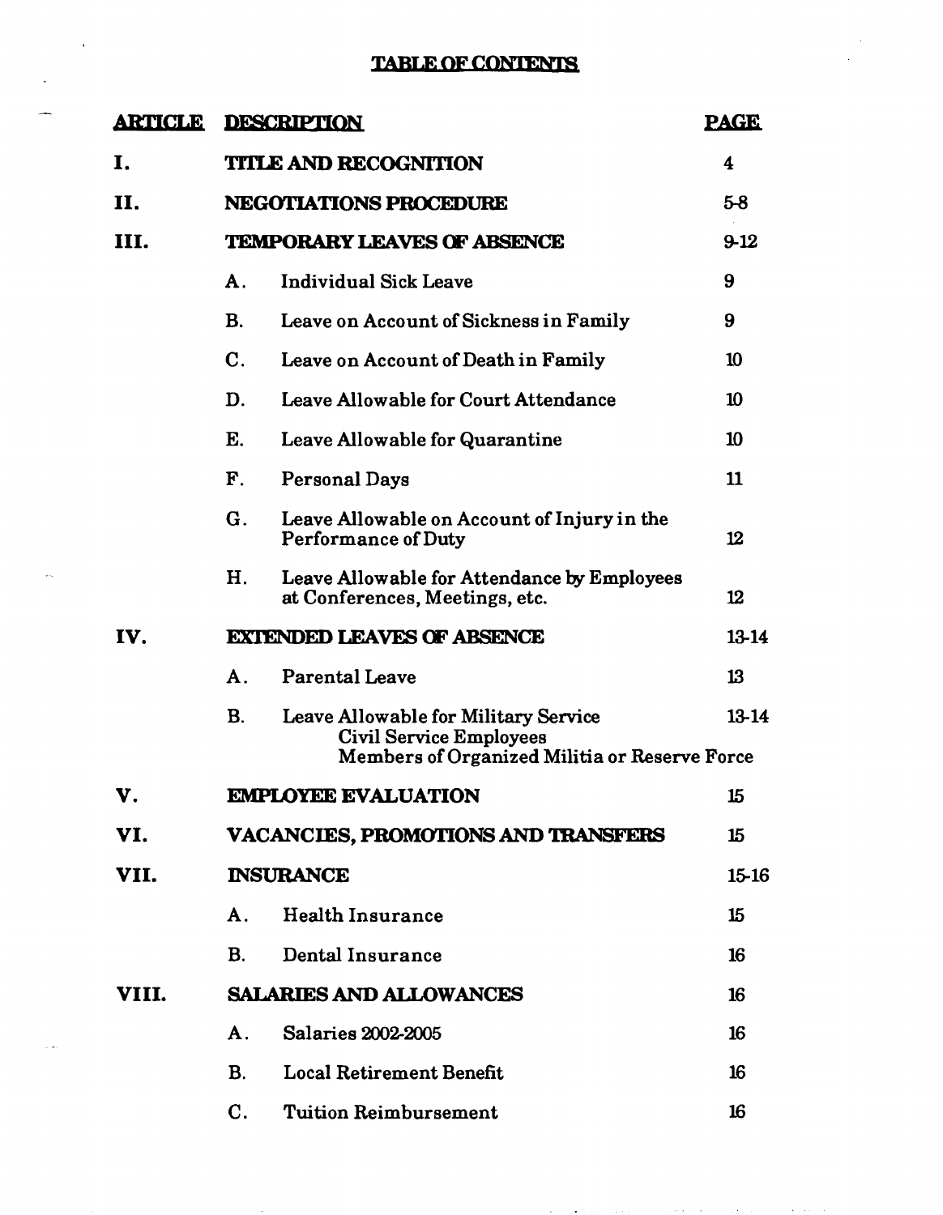# TABLE OF CONTENTS

| ARTICLE | DESCRIPTION | | PAGE |
|---|---|---|---|
| I. | TITLE AND RECOGNITION | | 4 |
| II. | NEGOTIATIONS PROCEDURE | | 5-8 |
| III. | TEMPORARY LEAVES OF ABSENCE | | 9-12 |
| | A. | Individual Sick Leave | 9 |
| | B. | Leave on Account of Sickness in Family | 9 |
| | C. | Leave on Account of Death in Family | 10 |
| | D. | Leave Allowable for Court Attendance | 10 |
| | E. | Leave Allowable for Quarantine | 10 |
| | F. | Personal Days | 11 |
| | G. | Leave Allowable on Account of Injury in the Performance of Duty | 12 |
| | H. | Leave Allowable for Attendance by Employees at Conferences, Meetings, etc. | 12 |
| IV. | EXTENDED LEAVES OF ABSENCE | | 13-14 |
| | A. | Parental Leave | 13 |
| | B. | Leave Allowable for Military Service<br>Civil Service Employees<br>Members of Organized Militia or Reserve Force | 13-14 |
| V. | EMPLOYEE EVALUATION | | 15 |
| VI. | VACANCIES, PROMOTIONS AND TRANSFERS | | 15 |
| VII. | INSURANCE | | 15-16 |
| | A. | Health Insurance | 15 |
| | B. | Dental Insurance | 16 |
| VIII. | SALARIES AND ALLOWANCES | | 16 |
| | A. | Salaries 2002-2005 | 16 |
| | B. | Local Retirement Benefit | 16 |
| | C. | Tuition Reimbursement | 16 |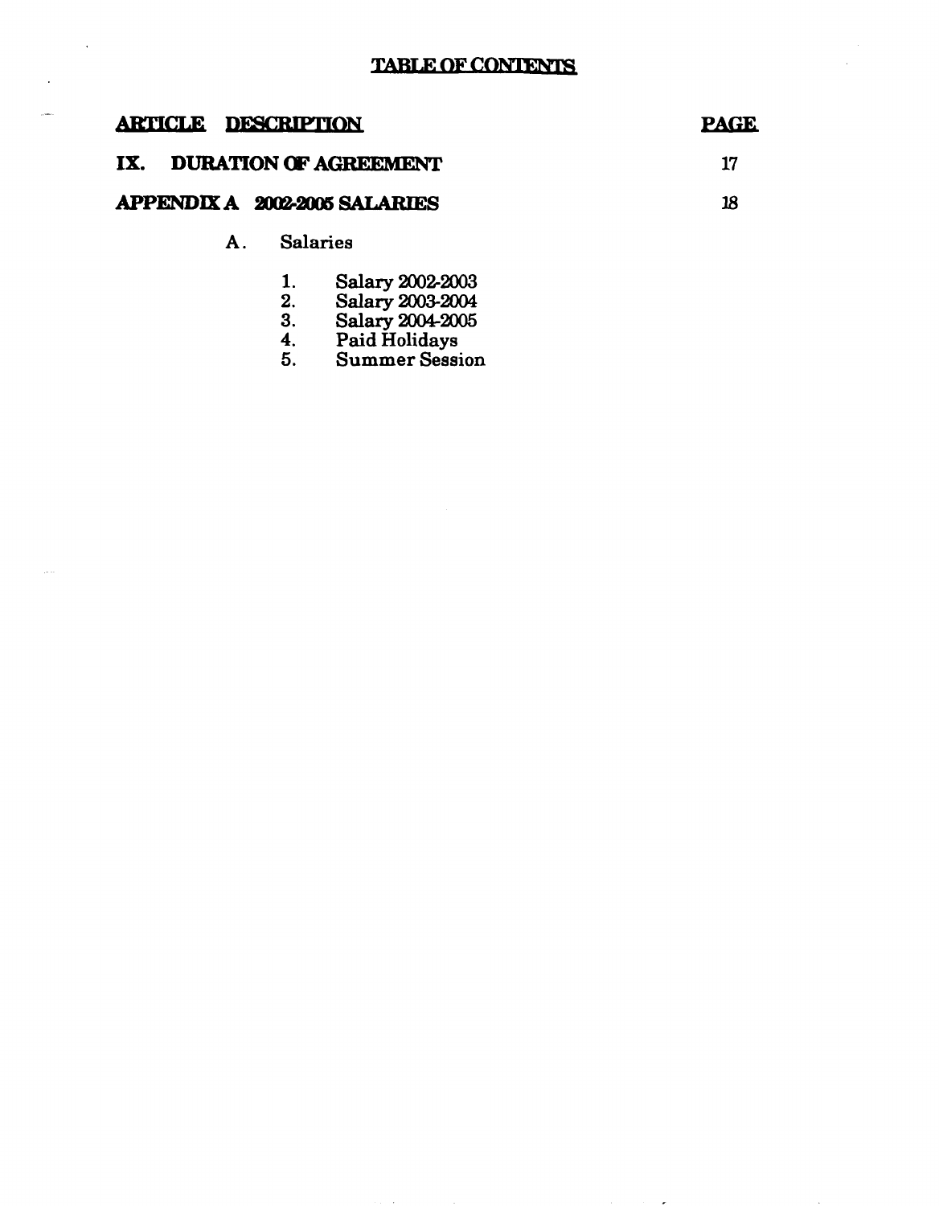## TABLE OF CONTENTS

| ARTICLE | DESCRIPTION | PAGE |
|---|---|---|
| IX. | DURATION OF AGREEMENT | 17 |
| APPENDIX A | 2002-2005 SALARIES | 18 |

A. Salaries

1. Salary 2002-2003
2. Salary 2003-2004
3. Salary 2004-2005
4. Paid Holidays
5. Summer Session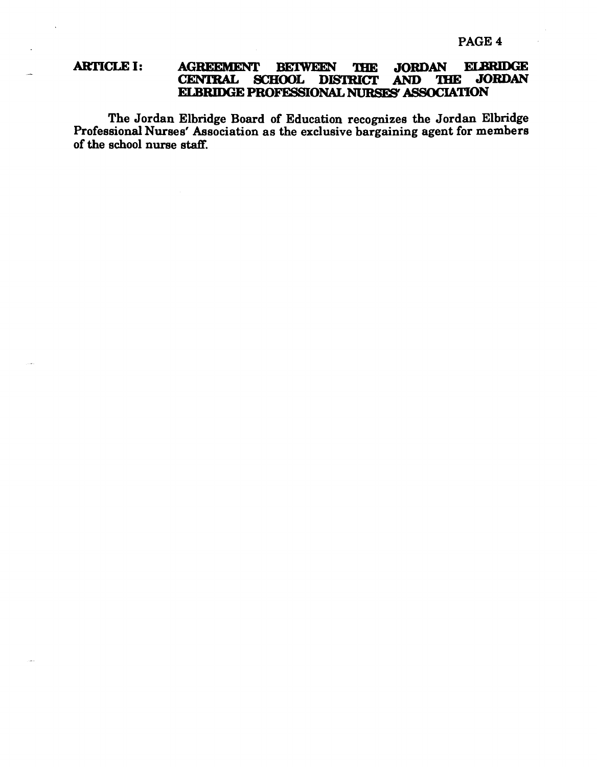## ARTICLE I: AGREEMENT BETWEEN THE JORDAN ELBRIDGE CENTRAL SCHOOL DISTRICT AND THE JORDAN ELBRIDGE PROFESSIONAL NURSES' ASSOCIATION

The Jordan Elbridge Board of Education recognizes the Jordan Elbridge Professional Nurses' Association as the exclusive bargaining agent for members of the school nurse staff.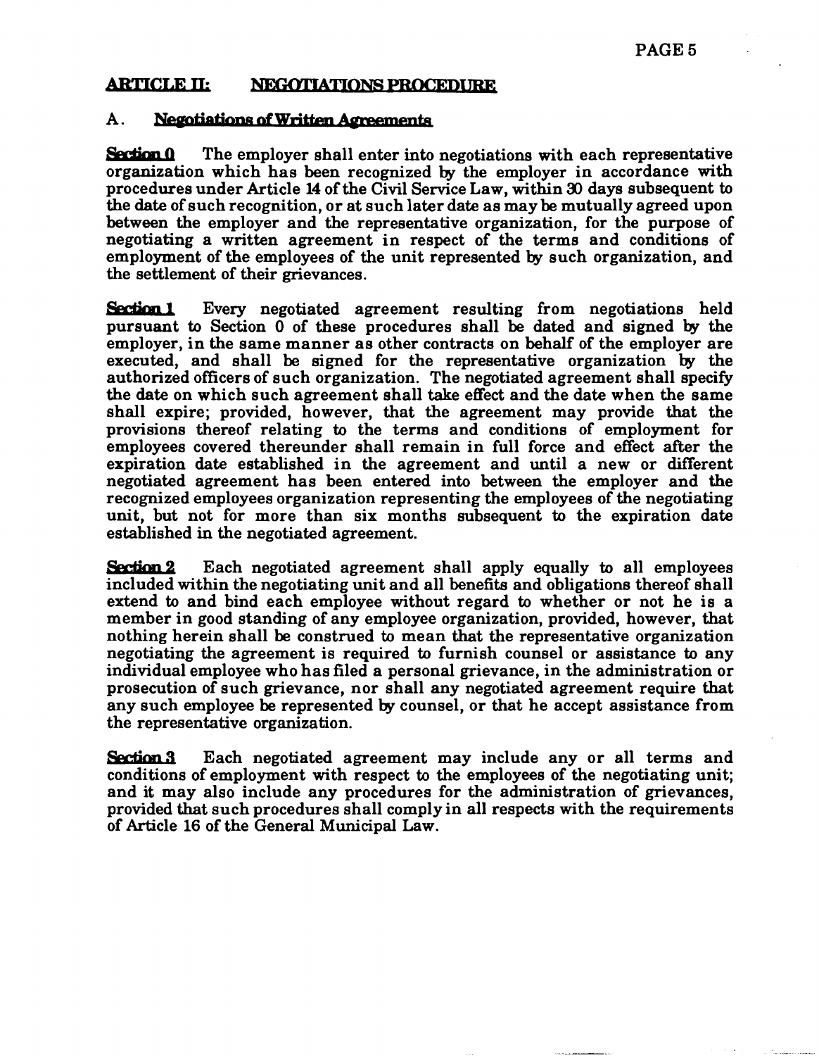## ARTICLE II: NEGOTIATIONS PROCEDURE

### A. Negotiations of Written Agreements

**Section 0** The employer shall enter into negotiations with each representative organization which has been recognized by the employer in accordance with procedures under Article 14 of the Civil Service Law, within 30 days subsequent to the date of such recognition, or at such later date as may be mutually agreed upon between the employer and the representative organization, for the purpose of negotiating a written agreement in respect of the terms and conditions of employment of the employees of the unit represented by such organization, and the settlement of their grievances.

**Section 1** Every negotiated agreement resulting from negotiations held pursuant to Section 0 of these procedures shall be dated and signed by the employer, in the same manner as other contracts on behalf of the employer are executed, and shall be signed for the representative organization by the authorized officers of such organization. The negotiated agreement shall specify the date on which such agreement shall take effect and the date when the same shall expire; provided, however, that the agreement may provide that the provisions thereof relating to the terms and conditions of employment for employees covered thereunder shall remain in full force and effect after the expiration date established in the agreement and until a new or different negotiated agreement has been entered into between the employer and the recognized employees organization representing the employees of the negotiating unit, but not for more than six months subsequent to the expiration date established in the negotiated agreement.

**Section 2** Each negotiated agreement shall apply equally to all employees included within the negotiating unit and all benefits and obligations thereof shall extend to and bind each employee without regard to whether or not he is a member in good standing of any employee organization, provided, however, that nothing herein shall be construed to mean that the representative organization negotiating the agreement is required to furnish counsel or assistance to any individual employee who has filed a personal grievance, in the administration or prosecution of such grievance, nor shall any negotiated agreement require that any such employee be represented by counsel, or that he accept assistance from the representative organization.

**Section 3** Each negotiated agreement may include any or all terms and conditions of employment with respect to the employees of the negotiating unit; and it may also include any procedures for the administration of grievances, provided that such procedures shall comply in all respects with the requirements of Article 16 of the General Municipal Law.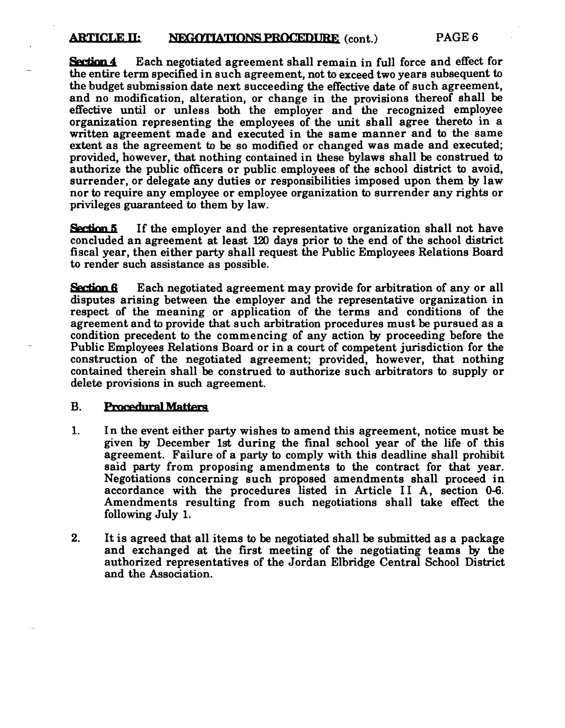## ARTICLE II: NEGOTIATIONS PROCEDURE (cont.)

**Section 4** Each negotiated agreement shall remain in full force and effect for the entire term specified in such agreement, not to exceed two years subsequent to the budget submission date next succeeding the effective date of such agreement, and no modification, alteration, or change in the provisions thereof shall be effective until or unless both the employer and the recognized employee organization representing the employees of the unit shall agree thereto in a written agreement made and executed in the same manner and to the same extent as the agreement to be so modified or changed was made and executed; provided, however, that nothing contained in these bylaws shall be construed to authorize the public officers or public employees of the school district to avoid, surrender, or delegate any duties or responsibilities imposed upon them by law nor to require any employee or employee organization to surrender any rights or privileges guaranteed to them by law.

**Section 5** If the employer and the representative organization shall not have concluded an agreement at least 120 days prior to the end of the school district fiscal year, then either party shall request the Public Employees Relations Board to render such assistance as possible.

**Section 6** Each negotiated agreement may provide for arbitration of any or all disputes arising between the employer and the representative organization in respect of the meaning or application of the terms and conditions of the agreement and to provide that such arbitration procedures must be pursued as a condition precedent to the commencing of any action by proceeding before the Public Employees Relations Board or in a court of competent jurisdiction for the construction of the negotiated agreement; provided, however, that nothing contained therein shall be construed to authorize such arbitrators to supply or delete provisions in such agreement.

### B. Procedural Matters

1. In the event either party wishes to amend this agreement, notice must be given by December 1st during the final school year of the life of this agreement. Failure of a party to comply with this deadline shall prohibit said party from proposing amendments to the contract for that year. Negotiations concerning such proposed amendments shall proceed in accordance with the procedures listed in Article II A, section 0-6. Amendments resulting from such negotiations shall take effect the following July 1.

2. It is agreed that all items to be negotiated shall be submitted as a package and exchanged at the first meeting of the negotiating teams by the authorized representatives of the Jordan Elbridge Central School District and the Association.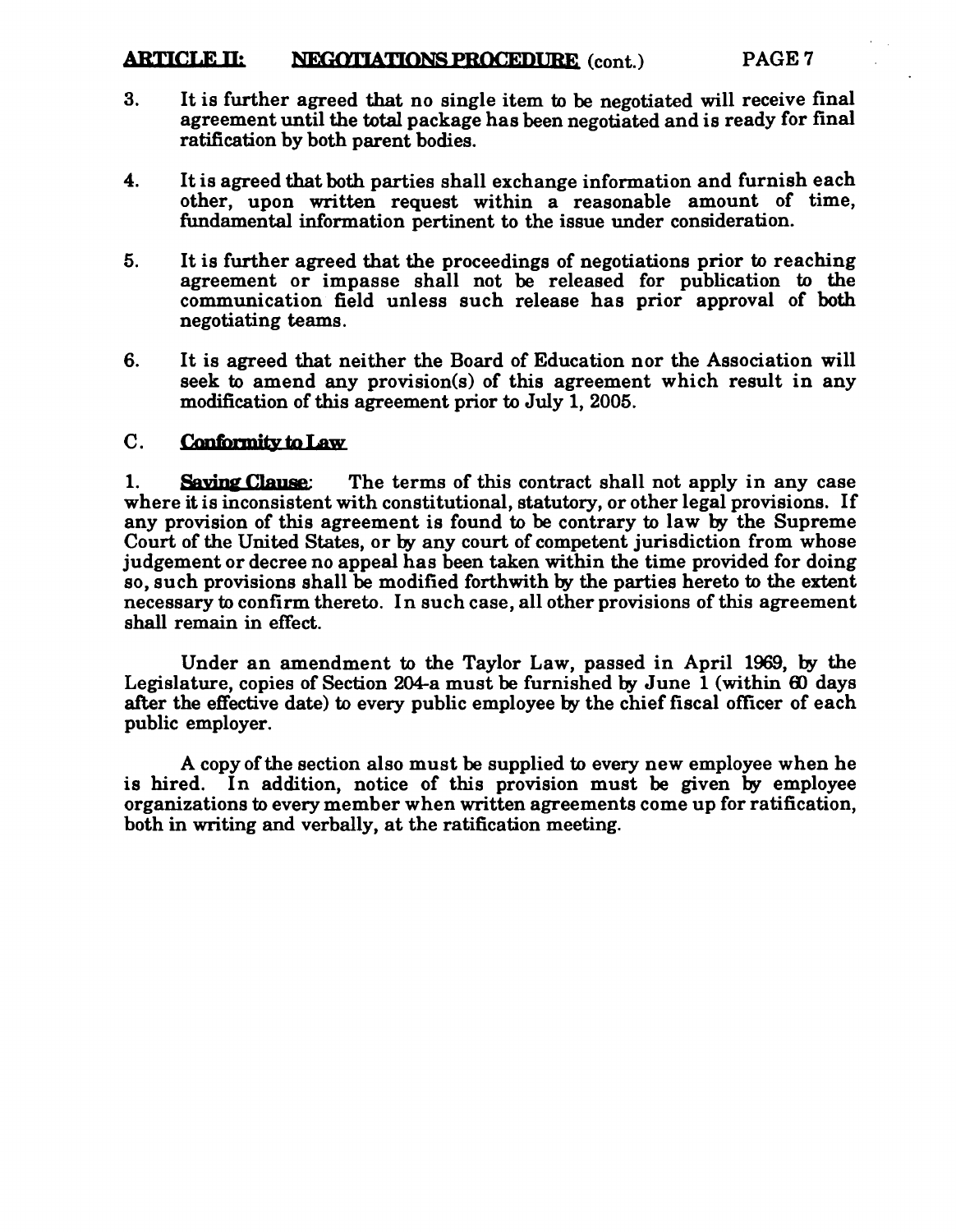**ARTICLE II: NEGOTIATIONS PROCEDURE** (cont.)

3. It is further agreed that no single item to be negotiated will receive final agreement until the total package has been negotiated and is ready for final ratification by both parent bodies.

4. It is agreed that both parties shall exchange information and furnish each other, upon written request within a reasonable amount of time, fundamental information pertinent to the issue under consideration.

5. It is further agreed that the proceedings of negotiations prior to reaching agreement or impasse shall not be released for publication to the communication field unless such release has prior approval of both negotiating teams.

6. It is agreed that neither the Board of Education nor the Association will seek to amend any provision(s) of this agreement which result in any modification of this agreement prior to July 1, 2005.

C. **Conformity to Law**

1. **Saving Clause**: The terms of this contract shall not apply in any case where it is inconsistent with constitutional, statutory, or other legal provisions. If any provision of this agreement is found to be contrary to law by the Supreme Court of the United States, or by any court of competent jurisdiction from whose judgement or decree no appeal has been taken within the time provided for doing so, such provisions shall be modified forthwith by the parties hereto to the extent necessary to confirm thereto. In such case, all other provisions of this agreement shall remain in effect.

Under an amendment to the Taylor Law, passed in April 1969, by the Legislature, copies of Section 204-a must be furnished by June 1 (within 60 days after the effective date) to every public employee by the chief fiscal officer of each public employer.

A copy of the section also must be supplied to every new employee when he is hired. In addition, notice of this provision must be given by employee organizations to every member when written agreements come up for ratification, both in writing and verbally, at the ratification meeting.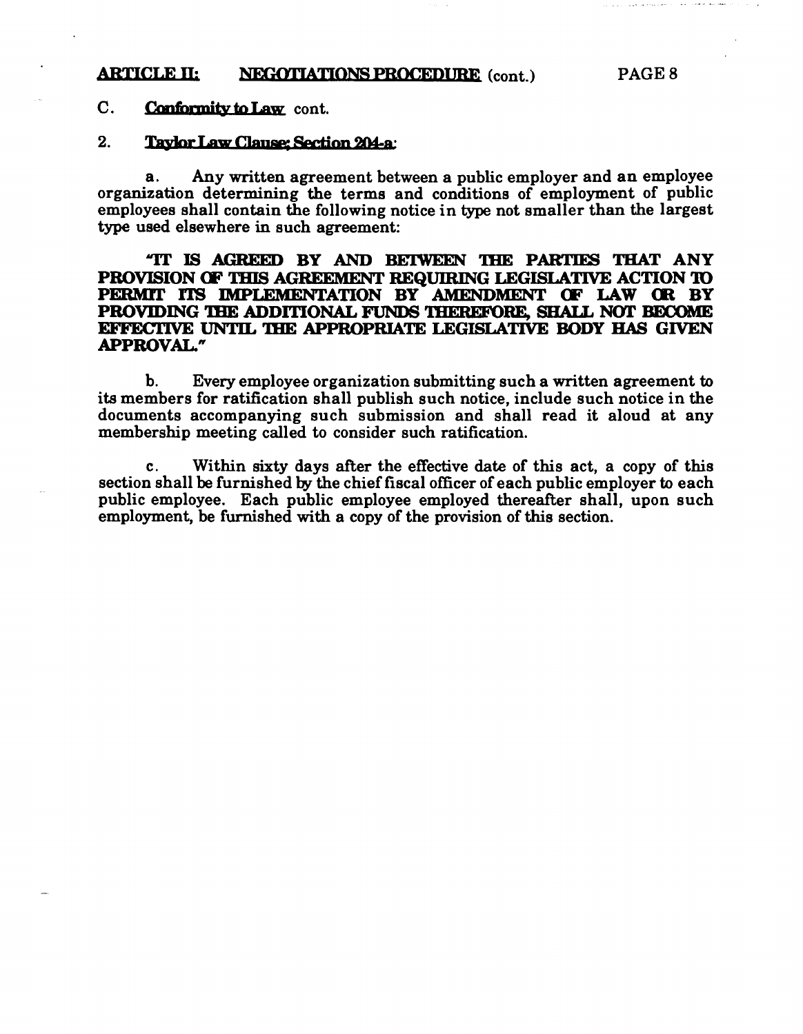## ARTICLE II: NEGOTIATIONS PROCEDURE (cont.)

### C. Conformity to Law cont.

### 2. Taylor Law Clause; Section 204-a:

a. Any written agreement between a public employer and an employee organization determining the terms and conditions of employment of public employees shall contain the following notice in type not smaller than the largest type used elsewhere in such agreement:

**"IT IS AGREED BY AND BETWEEN THE PARTIES THAT ANY PROVISION OF THIS AGREEMENT REQUIRING LEGISLATIVE ACTION TO PERMIT ITS IMPLEMENTATION BY AMENDMENT OF LAW OR BY PROVIDING THE ADDITIONAL FUNDS THEREFORE, SHALL NOT BECOME EFFECTIVE UNTIL THE APPROPRIATE LEGISLATIVE BODY HAS GIVEN APPROVAL."**

b. Every employee organization submitting such a written agreement to its members for ratification shall publish such notice, include such notice in the documents accompanying such submission and shall read it aloud at any membership meeting called to consider such ratification.

c. Within sixty days after the effective date of this act, a copy of this section shall be furnished by the chief fiscal officer of each public employer to each public employee. Each public employee employed thereafter shall, upon such employment, be furnished with a copy of the provision of this section.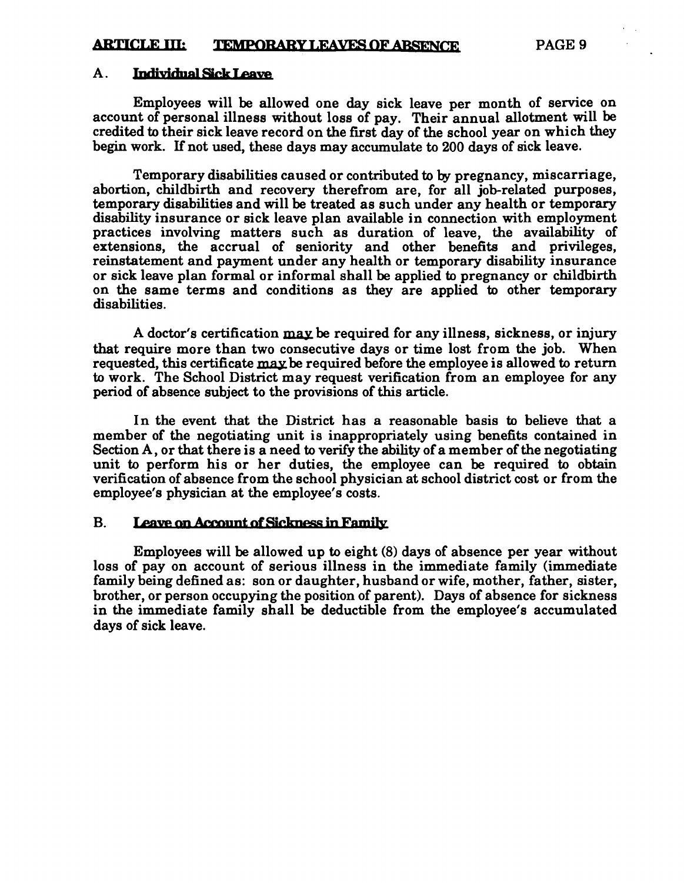## ARTICLE III: TEMPORARY LEAVES OF ABSENCE

### A. Individual Sick Leave

Employees will be allowed one day sick leave per month of service on account of personal illness without loss of pay. Their annual allotment will be credited to their sick leave record on the first day of the school year on which they begin work. If not used, these days may accumulate to 200 days of sick leave.

Temporary disabilities caused or contributed to by pregnancy, miscarriage, abortion, childbirth and recovery therefrom are, for all job-related purposes, temporary disabilities and will be treated as such under any health or temporary disability insurance or sick leave plan available in connection with employment practices involving matters such as duration of leave, the availability of extensions, the accrual of seniority and other benefits and privileges, reinstatement and payment under any health or temporary disability insurance or sick leave plan formal or informal shall be applied to pregnancy or childbirth on the same terms and conditions as they are applied to other temporary disabilities.

A doctor's certification <u>may</u> be required for any illness, sickness, or injury that require more than two consecutive days or time lost from the job. When requested, this certificate <u>may</u> be required before the employee is allowed to return to work. The School District may request verification from an employee for any period of absence subject to the provisions of this article.

In the event that the District has a reasonable basis to believe that a member of the negotiating unit is inappropriately using benefits contained in Section A, or that there is a need to verify the ability of a member of the negotiating unit to perform his or her duties, the employee can be required to obtain verification of absence from the school physician at school district cost or from the employee's physician at the employee's costs.

### B. Leave on Account of Sickness in Family

Employees will be allowed up to eight (8) days of absence per year without loss of pay on account of serious illness in the immediate family (immediate family being defined as: son or daughter, husband or wife, mother, father, sister, brother, or person occupying the position of parent). Days of absence for sickness in the immediate family shall be deductible from the employee's accumulated days of sick leave.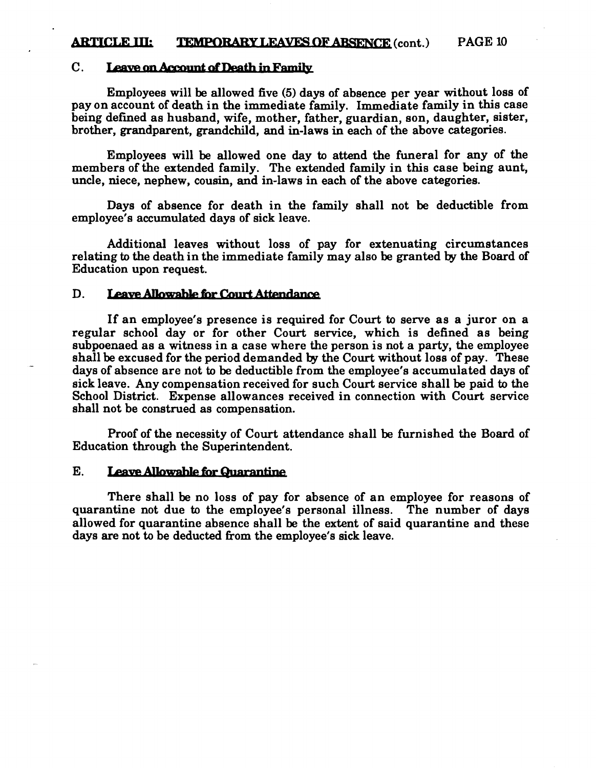## C. Leave on Account of Death in Family

Employees will be allowed five (5) days of absence per year without loss of pay on account of death in the immediate family. Immediate family in this case being defined as husband, wife, mother, father, guardian, son, daughter, sister, brother, grandparent, grandchild, and in-laws in each of the above categories.

Employees will be allowed one day to attend the funeral for any of the members of the extended family. The extended family in this case being aunt, uncle, niece, nephew, cousin, and in-laws in each of the above categories.

Days of absence for death in the family shall not be deductible from employee's accumulated days of sick leave.

Additional leaves without loss of pay for extenuating circumstances relating to the death in the immediate family may also be granted by the Board of Education upon request.

## D. Leave Allowable for Court Attendance

If an employee's presence is required for Court to serve as a juror on a regular school day or for other Court service, which is defined as being subpoenaed as a witness in a case where the person is not a party, the employee shall be excused for the period demanded by the Court without loss of pay. These days of absence are not to be deductible from the employee's accumulated days of sick leave. Any compensation received for such Court service shall be paid to the School District. Expense allowances received in connection with Court service shall not be construed as compensation.

Proof of the necessity of Court attendance shall be furnished the Board of Education through the Superintendent.

## E. Leave Allowable for Quarantine

There shall be no loss of pay for absence of an employee for reasons of quarantine not due to the employee's personal illness. The number of days allowed for quarantine absence shall be the extent of said quarantine and these days are not to be deducted from the employee's sick leave.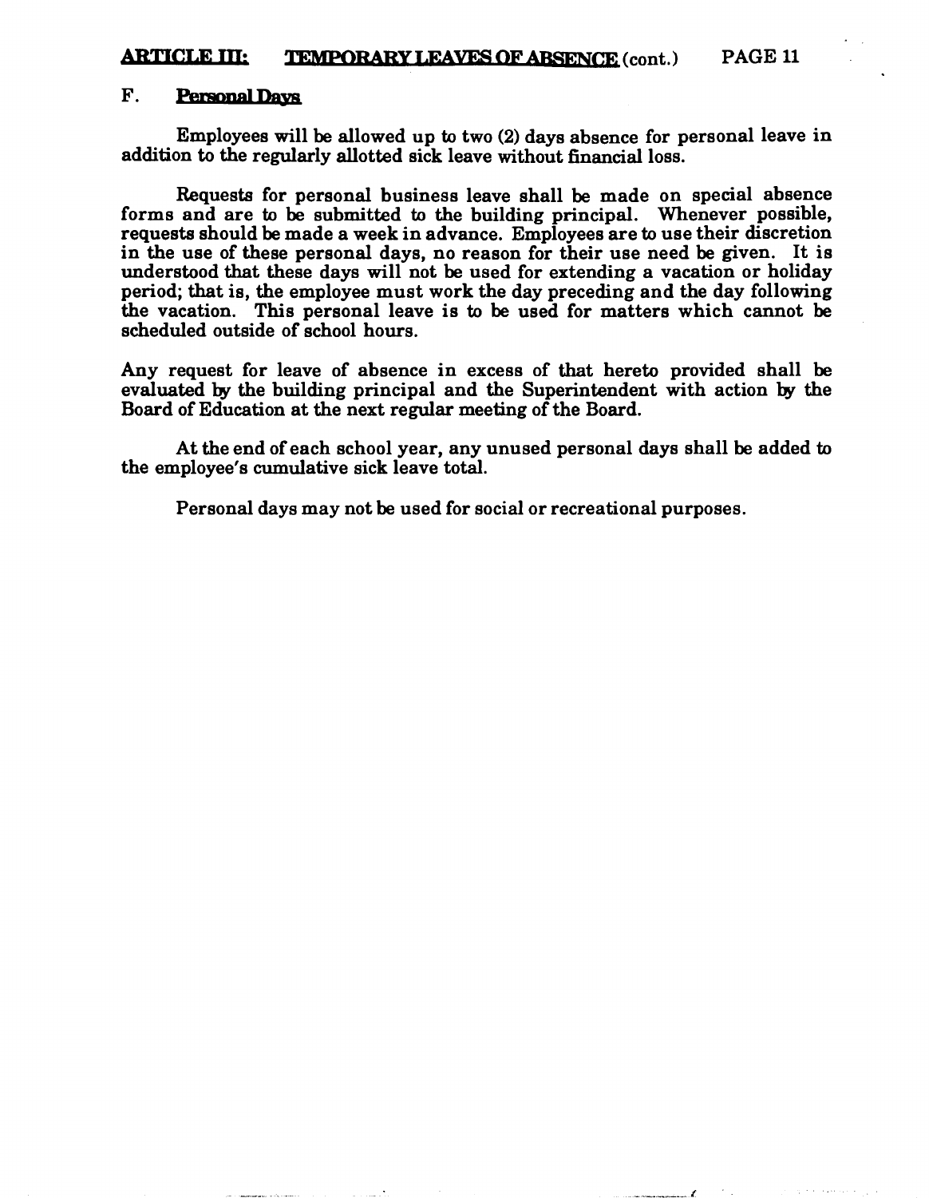## F. Personal Days

Employees will be allowed up to two (2) days absence for personal leave in addition to the regularly allotted sick leave without financial loss.

Requests for personal business leave shall be made on special absence forms and are to be submitted to the building principal. Whenever possible, requests should be made a week in advance. Employees are to use their discretion in the use of these personal days, no reason for their use need be given. It is understood that these days will not be used for extending a vacation or holiday period; that is, the employee must work the day preceding and the day following the vacation. This personal leave is to be used for matters which cannot be scheduled outside of school hours.

Any request for leave of absence in excess of that hereto provided shall be evaluated by the building principal and the Superintendent with action by the Board of Education at the next regular meeting of the Board.

At the end of each school year, any unused personal days shall be added to the employee's cumulative sick leave total.

Personal days may not be used for social or recreational purposes.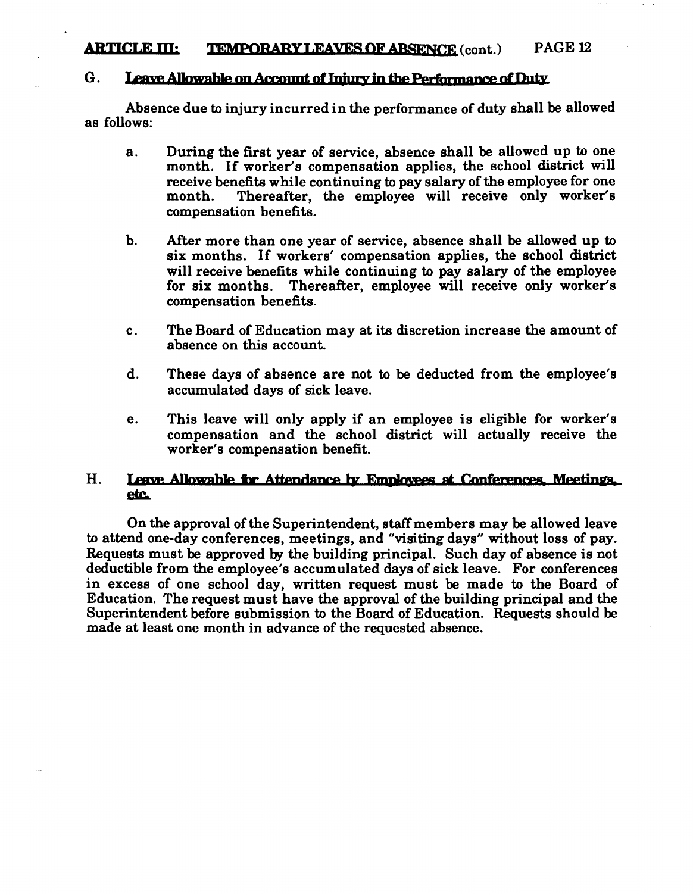## G. Leave Allowable on Account of Injury in the Performance of Duty

Absence due to injury incurred in the performance of duty shall be allowed as follows:

a. During the first year of service, absence shall be allowed up to one month. If worker's compensation applies, the school district will receive benefits while continuing to pay salary of the employee for one month. Thereafter, the employee will receive only worker's compensation benefits.

b. After more than one year of service, absence shall be allowed up to six months. If workers' compensation applies, the school district will receive benefits while continuing to pay salary of the employee for six months. Thereafter, employee will receive only worker's compensation benefits.

c. The Board of Education may at its discretion increase the amount of absence on this account.

d. These days of absence are not to be deducted from the employee's accumulated days of sick leave.

e. This leave will only apply if an employee is eligible for worker's compensation and the school district will actually receive the worker's compensation benefit.

## H. Leave Allowable for Attendance by Employees at Conferences, Meetings, etc.

On the approval of the Superintendent, staff members may be allowed leave to attend one-day conferences, meetings, and "visiting days" without loss of pay. Requests must be approved by the building principal. Such day of absence is not deductible from the employee's accumulated days of sick leave. For conferences in excess of one school day, written request must be made to the Board of Education. The request must have the approval of the building principal and the Superintendent before submission to the Board of Education. Requests should be made at least one month in advance of the requested absence.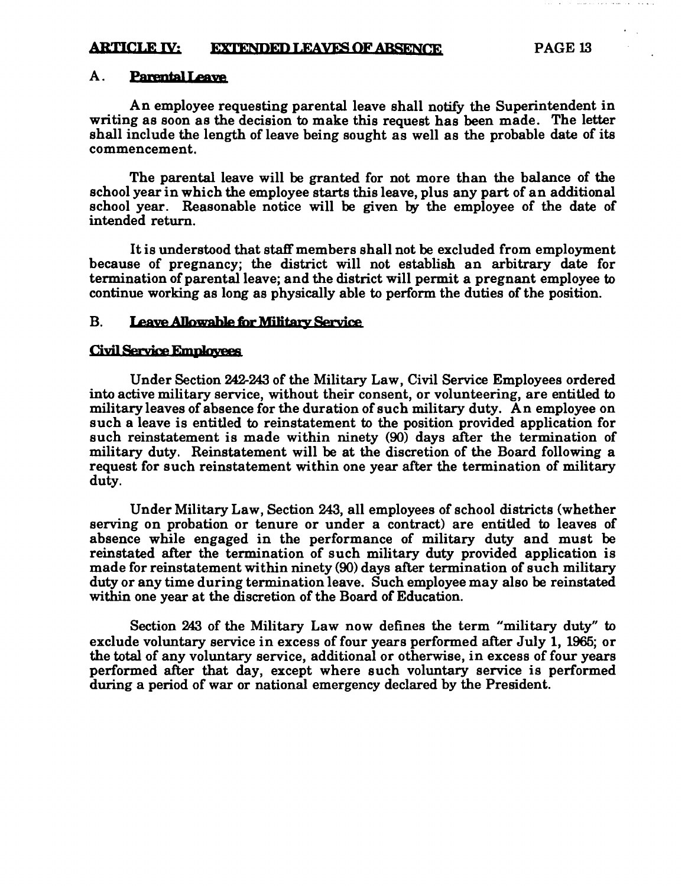## ARTICLE IV: EXTENDED LEAVES OF ABSENCE

### A. Parental Leave

An employee requesting parental leave shall notify the Superintendent in writing as soon as the decision to make this request has been made. The letter shall include the length of leave being sought as well as the probable date of its commencement.

The parental leave will be granted for not more than the balance of the school year in which the employee starts this leave, plus any part of an additional school year. Reasonable notice will be given by the employee of the date of intended return.

It is understood that staff members shall not be excluded from employment because of pregnancy; the district will not establish an arbitrary date for termination of parental leave; and the district will permit a pregnant employee to continue working as long as physically able to perform the duties of the position.

### B. Leave Allowable for Military Service

#### Civil Service Employees

Under Section 242-243 of the Military Law, Civil Service Employees ordered into active military service, without their consent, or volunteering, are entitled to military leaves of absence for the duration of such military duty. An employee on such a leave is entitled to reinstatement to the position provided application for such reinstatement is made within ninety (90) days after the termination of military duty. Reinstatement will be at the discretion of the Board following a request for such reinstatement within one year after the termination of military duty.

Under Military Law, Section 243, all employees of school districts (whether serving on probation or tenure or under a contract) are entitled to leaves of absence while engaged in the performance of military duty and must be reinstated after the termination of such military duty provided application is made for reinstatement within ninety (90) days after termination of such military duty or any time during termination leave. Such employee may also be reinstated within one year at the discretion of the Board of Education.

Section 243 of the Military Law now defines the term "military duty" to exclude voluntary service in excess of four years performed after July 1, 1965; or the total of any voluntary service, additional or otherwise, in excess of four years performed after that day, except where such voluntary service is performed during a period of war or national emergency declared by the President.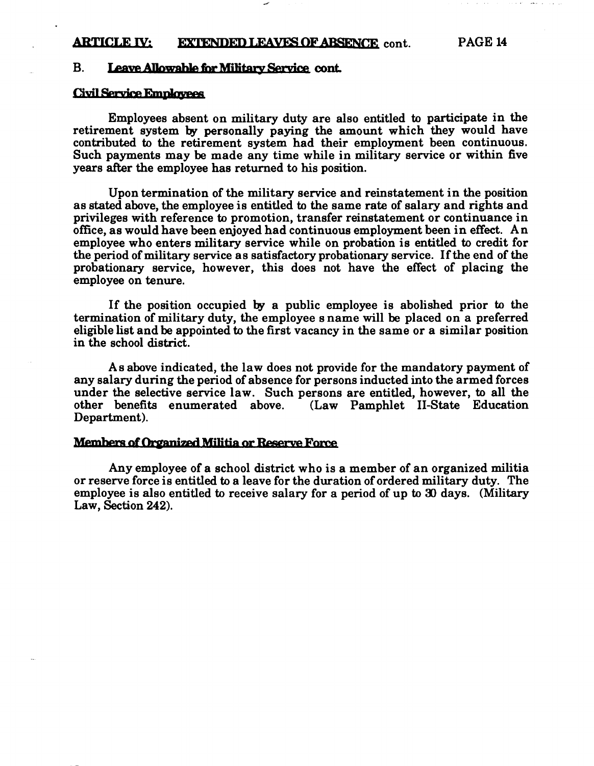## ARTICLE IV: EXTENDED LEAVES OF ABSENCE cont.

### B. Leave Allowable for Military Service cont.

#### Civil Service Employees

Employees absent on military duty are also entitled to participate in the retirement system by personally paying the amount which they would have contributed to the retirement system had their employment been continuous. Such payments may be made any time while in military service or within five years after the employee has returned to his position.

Upon termination of the military service and reinstatement in the position as stated above, the employee is entitled to the same rate of salary and rights and privileges with reference to promotion, transfer reinstatement or continuance in office, as would have been enjoyed had continuous employment been in effect. An employee who enters military service while on probation is entitled to credit for the period of military service as satisfactory probationary service. If the end of the probationary service, however, this does not have the effect of placing the employee on tenure.

If the position occupied by a public employee is abolished prior to the termination of military duty, the employee s name will be placed on a preferred eligible list and be appointed to the first vacancy in the same or a similar position in the school district.

As above indicated, the law does not provide for the mandatory payment of any salary during the period of absence for persons inducted into the armed forces under the selective service law. Such persons are entitled, however, to all the other benefits enumerated above. (Law Pamphlet II-State Education Department).

#### Members of Organized Militia or Reserve Force

Any employee of a school district who is a member of an organized militia or reserve force is entitled to a leave for the duration of ordered military duty. The employee is also entitled to receive salary for a period of up to 30 days. (Military Law, Section 242).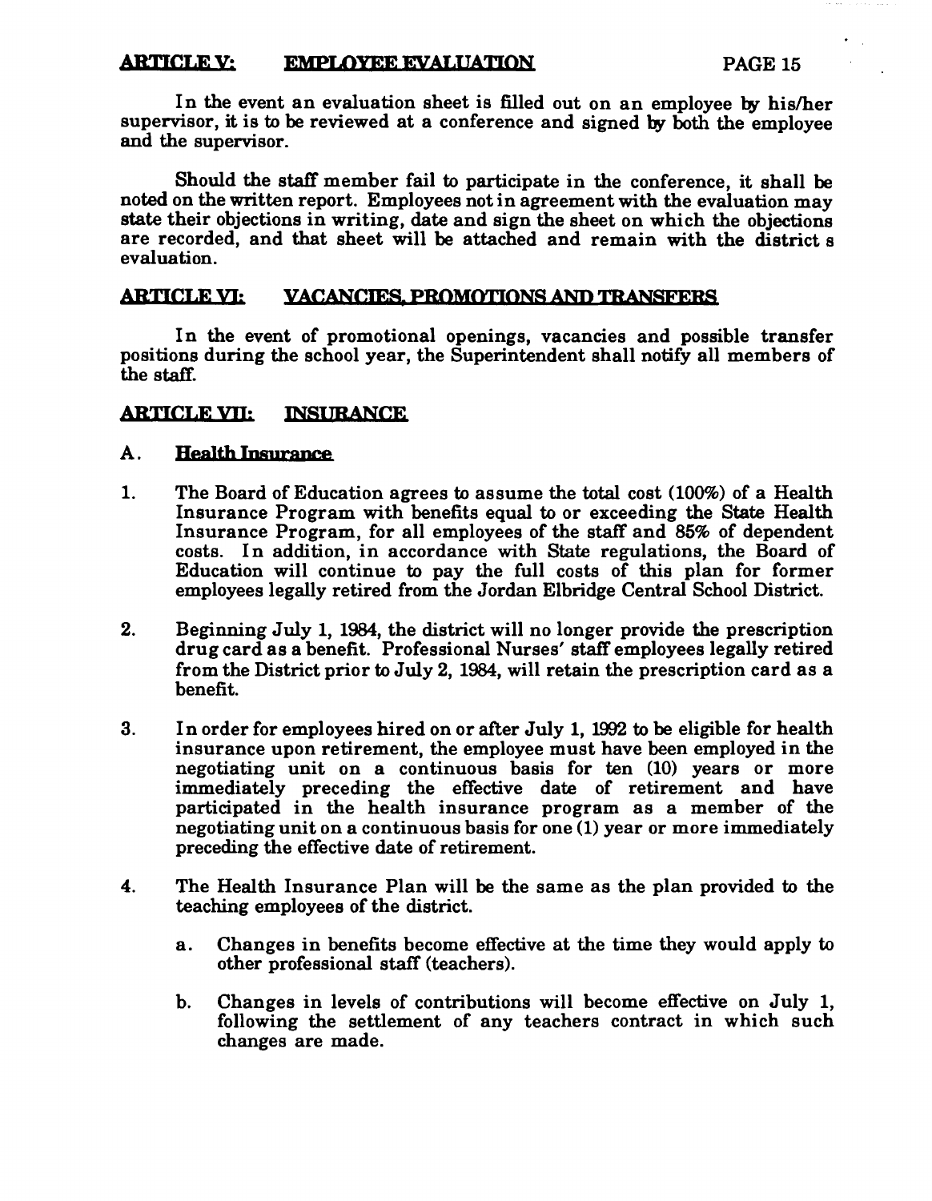## ARTICLE V: EMPLOYEE EVALUATION

In the event an evaluation sheet is filled out on an employee by his/her supervisor, it is to be reviewed at a conference and signed by both the employee and the supervisor.

Should the staff member fail to participate in the conference, it shall be noted on the written report. Employees not in agreement with the evaluation may state their objections in writing, date and sign the sheet on which the objections are recorded, and that sheet will be attached and remain with the district s evaluation.

## ARTICLE VI: VACANCIES, PROMOTIONS AND TRANSFERS

In the event of promotional openings, vacancies and possible transfer positions during the school year, the Superintendent shall notify all members of the staff.

## ARTICLE VII: INSURANCE

### A. Health Insurance

1. The Board of Education agrees to assume the total cost (100%) of a Health Insurance Program with benefits equal to or exceeding the State Health Insurance Program, for all employees of the staff and 85% of dependent costs. In addition, in accordance with State regulations, the Board of Education will continue to pay the full costs of this plan for former employees legally retired from the Jordan Elbridge Central School District.

2. Beginning July 1, 1984, the district will no longer provide the prescription drug card as a benefit. Professional Nurses' staff employees legally retired from the District prior to July 2, 1984, will retain the prescription card as a benefit.

3. In order for employees hired on or after July 1, 1992 to be eligible for health insurance upon retirement, the employee must have been employed in the negotiating unit on a continuous basis for ten (10) years or more immediately preceding the effective date of retirement and have participated in the health insurance program as a member of the negotiating unit on a continuous basis for one (1) year or more immediately preceding the effective date of retirement.

4. The Health Insurance Plan will be the same as the plan provided to the teaching employees of the district.

   a. Changes in benefits become effective at the time they would apply to other professional staff (teachers).

   b. Changes in levels of contributions will become effective on July 1, following the settlement of any teachers contract in which such changes are made.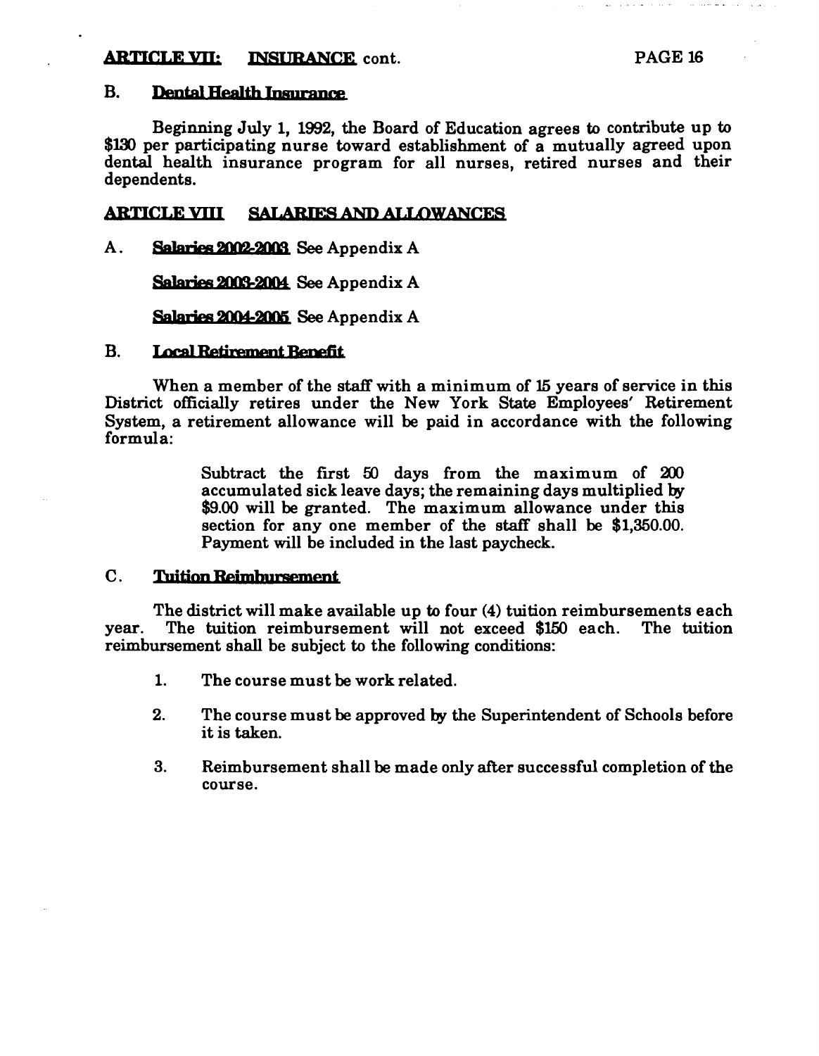**ARTICLE VII: INSURANCE cont.**

**B. Dental Health Insurance**

Beginning July 1, 1992, the Board of Education agrees to contribute up to $130 per participating nurse toward establishment of a mutually agreed upon dental health insurance program for all nurses, retired nurses and their dependents.

## ARTICLE VIII SALARIES AND ALLOWANCES

A. **Salaries 2002-2003** See Appendix A

**Salaries 2003-2004** See Appendix A

**Salaries 2004-2005** See Appendix A

**B. Local Retirement Benefit**

When a member of the staff with a minimum of 15 years of service in this District officially retires under the New York State Employees' Retirement System, a retirement allowance will be paid in accordance with the following formula:

> Subtract the first 50 days from the maximum of 200 accumulated sick leave days; the remaining days multiplied by $9.00 will be granted. The maximum allowance under this section for any one member of the staff shall be $1,350.00. Payment will be included in the last paycheck.

**C. Tuition Reimbursement**

The district will make available up to four (4) tuition reimbursements each year. The tuition reimbursement will not exceed $150 each. The tuition reimbursement shall be subject to the following conditions:

1. The course must be work related.
2. The course must be approved by the Superintendent of Schools before it is taken.
3. Reimbursement shall be made only after successful completion of the course.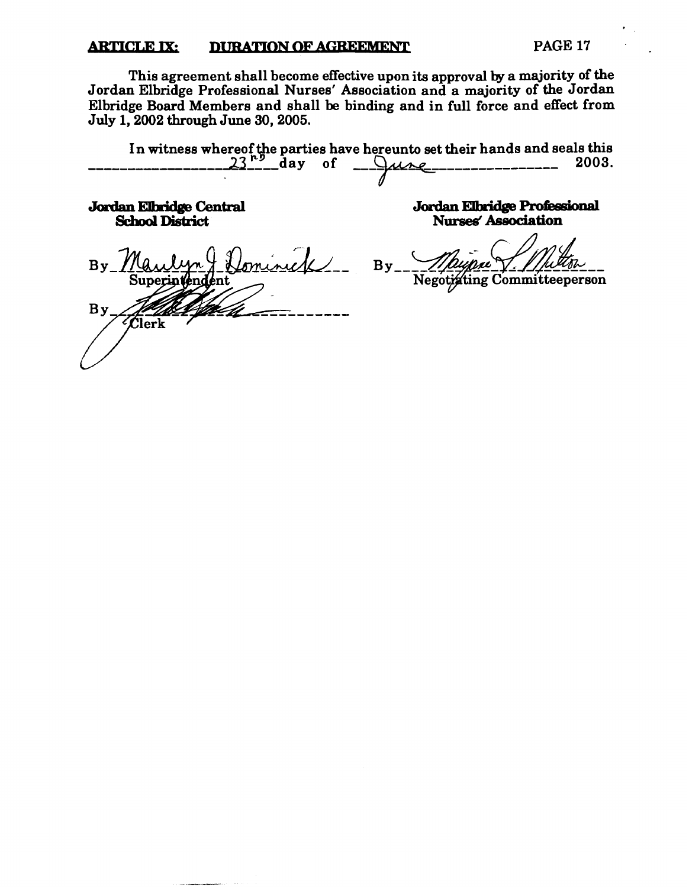## ARTICLE IX: DURATION OF AGREEMENT

This agreement shall become effective upon its approval by a majority of the Jordan Elbridge Professional Nurses' Association and a majority of the Jordan Elbridge Board Members and shall be binding and in full force and effect from July 1, 2002 through June 30, 2005.

In witness whereof the parties have hereunto set their hands and seals this 23rd day of June 2003.

**Jordan Elbridge Central School District**

By *Marilyn J. Dominick*
Superintendent

By ____________________
Clerk

**Jordan Elbridge Professional Nurses' Association**

By *Maxine V. Milton*
Negotiating Committeeperson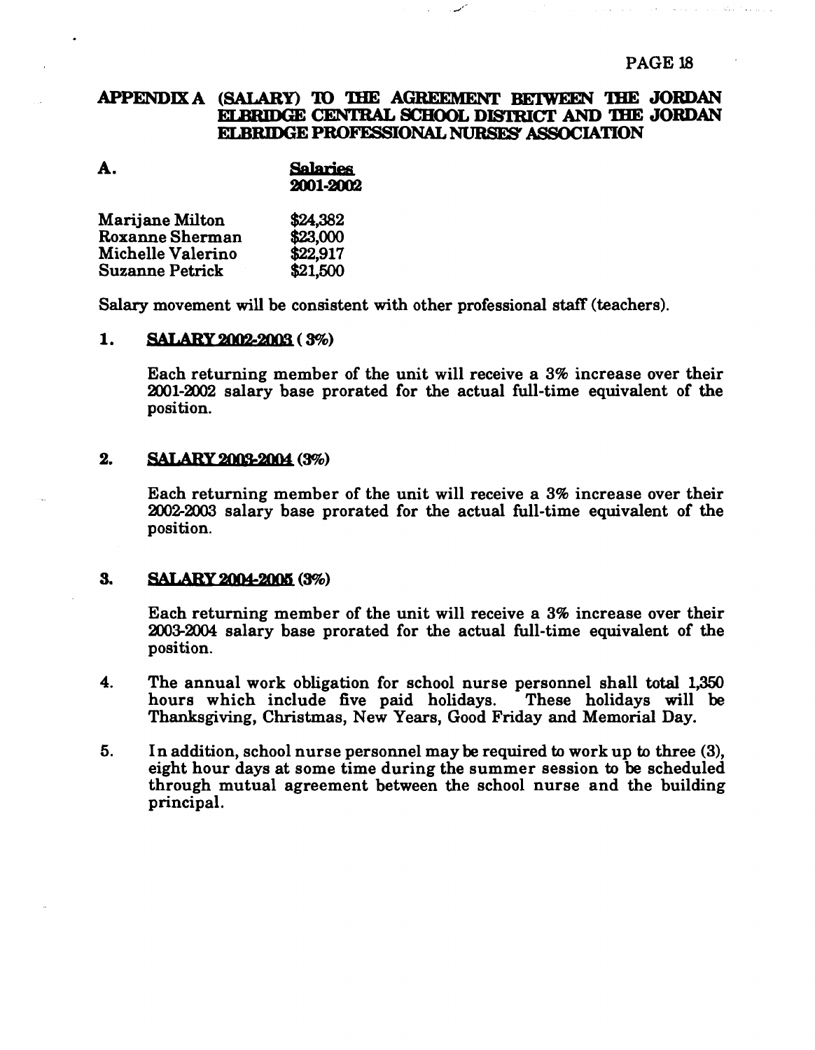## APPENDIX A (SALARY) TO THE AGREEMENT BETWEEN THE JORDAN ELBRIDGE CENTRAL SCHOOL DISTRICT AND THE JORDAN ELBRIDGE PROFESSIONAL NURSES' ASSOCIATION

**A.**

| | Salaries 2001-2002 |
|---|---|
| Marijane Milton | $24,382 |
| Roxanne Sherman | $23,000 |
| Michelle Valerino | $22,917 |
| Suzanne Petrick | $21,500 |

Salary movement will be consistent with other professional staff (teachers).

**1. SALARY 2002-2003 ( 3%)**

Each returning member of the unit will receive a 3% increase over their 2001-2002 salary base prorated for the actual full-time equivalent of the position.

**2. SALARY 2003-2004 (3%)**

Each returning member of the unit will receive a 3% increase over their 2002-2003 salary base prorated for the actual full-time equivalent of the position.

**3. SALARY 2004-2005 (3%)**

Each returning member of the unit will receive a 3% increase over their 2003-2004 salary base prorated for the actual full-time equivalent of the position.

4. The annual work obligation for school nurse personnel shall total 1,350 hours which include five paid holidays. These holidays will be Thanksgiving, Christmas, New Years, Good Friday and Memorial Day.

5. In addition, school nurse personnel may be required to work up to three (3), eight hour days at some time during the summer session to be scheduled through mutual agreement between the school nurse and the building principal.